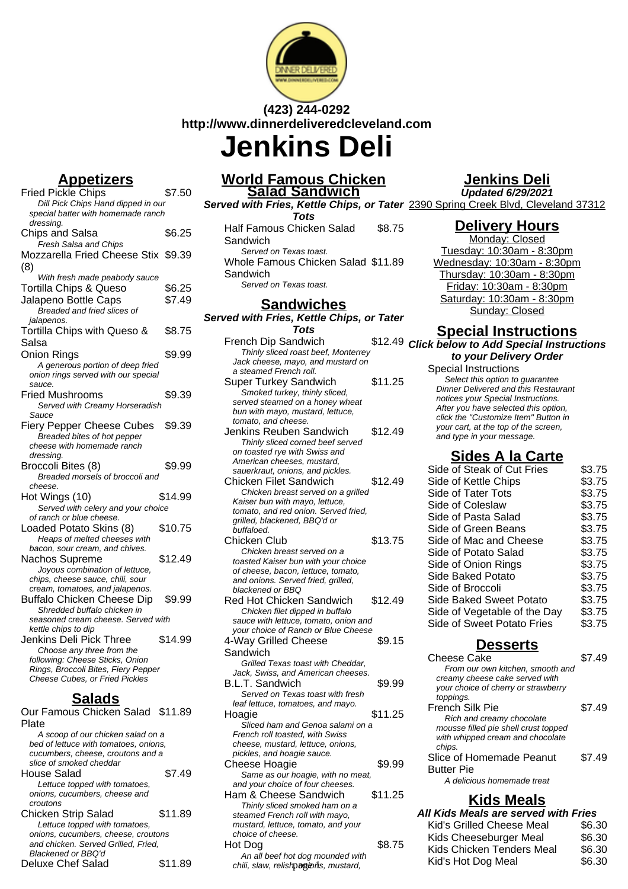(423) 244-0292
http://www.dinnerdeliveredcleveland.com

# Jenkins Deli

## Appetizers

**Fried Pickle Chips** $7.50
*Dill Pick Chips Hand dipped in our special batter with homemade ranch dressing.*

**Chips and Salsa** $6.25
*Fresh Salsa and Chips*

**Mozzarella Fried Cheese Stix (8)** $9.39
*With fresh made peabody sauce*

**Tortilla Chips & Queso** $6.25

**Jalapeno Bottle Caps** $7.49
*Breaded and fried slices of jalapenos.*

**Tortilla Chips with Queso & Salsa** $8.75

**Onion Rings** $9.99
*A generous portion of deep fried onion rings served with our special sauce.*

**Fried Mushrooms** $9.39
*Served with Creamy Horseradish Sauce*

**Fiery Pepper Cheese Cubes** $9.39
*Breaded bites of hot pepper cheese with homemade ranch dressing.*

**Broccoli Bites (8)** $9.99
*Breaded morsels of broccoli and cheese.*

**Hot Wings (10)** $14.99
*Served with celery and your choice of ranch or blue cheese.*

**Loaded Potato Skins (8)** $10.75
*Heaps of melted cheeses with bacon, sour cream, and chives.*

**Nachos Supreme** $12.49
*Joyous combination of lettuce, chips, cheese sauce, chili, sour cream, tomatoes, and jalapenos.*

**Buffalo Chicken Cheese Dip** $9.99
*Shredded buffalo chicken in seasoned cream cheese. Served with kettle chips to dip*

**Jenkins Deli Pick Three** $14.99
*Choose any three from the following: Cheese Sticks, Onion Rings, Broccoli Bites, Fiery Pepper Cheese Cubes, or Fried Pickles*

## Salads

**Our Famous Chicken Salad Plate** $11.89
*A scoop of our chicken salad on a bed of lettuce with tomatoes, onions, cucumbers, cheese, croutons and a slice of smoked cheddar*

**House Salad** $7.49
*Lettuce topped with tomatoes, onions, cucumbers, cheese and croutons*

**Chicken Strip Salad** $11.89
*Lettuce topped with tomatoes, onions, cucumbers, cheese, croutons and chicken. Served Grilled, Fried, Blackened or BBQ'd*

**Deluxe Chef Salad** $11.89

## World Famous Chicken Salad Sandwich

***Served with Fries, Kettle Chips, or Tater Tots***

**Half Famous Chicken Salad Sandwich** $8.75
*Served on Texas toast.*

**Whole Famous Chicken Salad Sandwich** $11.89
*Served on Texas toast.*

## Sandwiches

***Served with Fries, Kettle Chips, or Tater Tots***

**French Dip Sandwich** $12.49
*Thinly sliced roast beef, Monterrey Jack cheese, mayo, and mustard on a steamed French roll.*

**Super Turkey Sandwich** $11.25
*Smoked turkey, thinly sliced, served steamed on a honey wheat bun with mayo, mustard, lettuce, tomato, and cheese.*

**Jenkins Reuben Sandwich** $12.49
*Thinly sliced corned beef served on toasted rye with Swiss and American cheeses, mustard, sauerkraut, onions, and pickles.*

**Chicken Filet Sandwich** $12.49
*Chicken breast served on a grilled Kaiser bun with mayo, lettuce, tomato, and red onion. Served fried, grilled, blackened, BBQ'd or buffaloed.*

**Chicken Club** $13.75
*Chicken breast served on a toasted Kaiser bun with your choice of cheese, bacon, lettuce, tomato, and onions. Served fried, grilled, blackened or BBQ*

**Red Hot Chicken Sandwich** $12.49
*Chicken filet dipped in buffalo sauce with lettuce, tomato, onion and your choice of Ranch or Blue Cheese*

**4-Way Grilled Cheese Sandwich** $9.15
*Grilled Texas toast with Cheddar, Jack, Swiss, and American cheeses.*

**B.L.T. Sandwich** $9.99
*Served on Texas toast with fresh leaf lettuce, tomatoes, and mayo.*

**Hoagie** $11.25
*Sliced ham and Genoa salami on a French roll toasted, with Swiss cheese, mustard, lettuce, onions, pickles, and hoagie sauce.*

**Cheese Hoagie** $9.99
*Same as our hoagie, with no meat, and your choice of four cheeses.*

**Ham & Cheese Sandwich** $11.25
*Thinly sliced smoked ham on a steamed French roll with mayo, mustard, lettuce, tomato, and your choice of cheese.*

**Hot Dog** $8.75
*An all beef hot dog mounded with chili, slaw, relish, onions, mustard,*

## Jenkins Deli

**Updated 6/29/2021**

2390 Spring Creek Blvd, Cleveland 37312

## Delivery Hours

Monday: Closed
Tuesday: 10:30am - 8:30pm
Wednesday: 10:30am - 8:30pm
Thursday: 10:30am - 8:30pm
Friday: 10:30am - 8:30pm
Saturday: 10:30am - 8:30pm
Sunday: Closed

## Special Instructions

***Click below to Add Special Instructions to your Delivery Order***

**Special Instructions**
*Select this option to guarantee Dinner Delivered and this Restaurant notices your Special Instructions. After you have selected this option, click the "Customize Item" Button in your cart, at the top of the screen, and type in your message.*

## Sides A la Carte

| Item | Price |
|---|---|
| Side of Steak of Cut Fries | $3.75 |
| Side of Kettle Chips | $3.75 |
| Side of Tater Tots | $3.75 |
| Side of Coleslaw | $3.75 |
| Side of Pasta Salad | $3.75 |
| Side of Green Beans | $3.75 |
| Side of Mac and Cheese | $3.75 |
| Side of Potato Salad | $3.75 |
| Side of Onion Rings | $3.75 |
| Side Baked Potato | $3.75 |
| Side of Broccoli | $3.75 |
| Side Baked Sweet Potato | $3.75 |
| Side of Vegetable of the Day | $3.75 |
| Side of Sweet Potato Fries | $3.75 |

## Desserts

**Cheese Cake** $7.49
*From our own kitchen, smooth and creamy cheese cake served with your choice of cherry or strawberry toppings.*

**French Silk Pie** $7.49
*Rich and creamy chocolate mousse filled pie shell crust topped with whipped cream and chocolate chips.*

**Slice of Homemade Peanut Butter Pie** $7.49
*A delicious homemade treat*

## Kids Meals

***All Kids Meals are served with Fries***

| Item | Price |
|---|---|
| Kid's Grilled Cheese Meal | $6.30 |
| Kids Cheeseburger Meal | $6.30 |
| Kids Chicken Tenders Meal | $6.30 |
| Kid's Hot Dog Meal | $6.30 |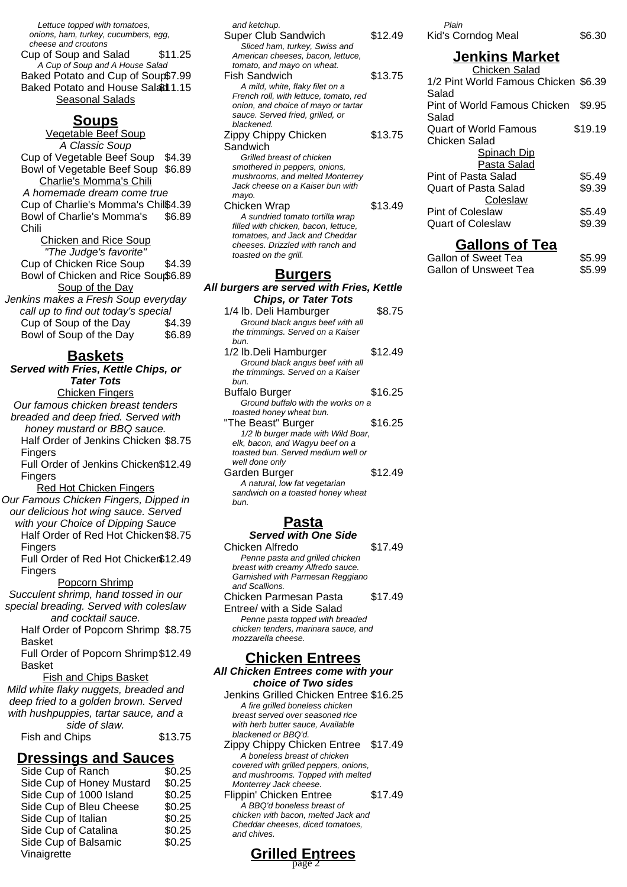*Lettuce topped with tomatoes, onions, ham, turkey, cucumbers, egg, cheese and croutons*

Cup of Soup and Salad $11.25
*A Cup of Soup and A House Salad*

Baked Potato and Cup of Soup $7.99

Baked Potato and House Salad $11.15

Seasonal Salads

## Soups

Vegetable Beef Soup
*A Classic Soup*

Cup of Vegetable Beef Soup $4.39

Bowl of Vegetable Beef Soup $6.89

Charlie's Momma's Chili
*A homemade dream come true*

Cup of Charlie's Momma's Chili $4.39

Bowl of Charlie's Momma's Chili $6.89

Chicken and Rice Soup
*"The Judge's favorite"*

Cup of Chicken Rice Soup $4.39

Bowl of Chicken and Rice Soup $6.89

Soup of the Day
*Jenkins makes a Fresh Soup everyday call up to find out today's special*

Cup of Soup of the Day $4.39

Bowl of Soup of the Day $6.89

## Baskets

***Served with Fries, Kettle Chips, or Tater Tots***

Chicken Fingers
*Our famous chicken breast tenders breaded and deep fried. Served with honey mustard or BBQ sauce.*

Half Order of Jenkins Chicken Fingers $8.75

Full Order of Jenkins Chicken Fingers $12.49

Red Hot Chicken Fingers
*Our Famous Chicken Fingers, Dipped in our delicious hot wing sauce. Served with your Choice of Dipping Sauce*

Half Order of Red Hot Chicken Fingers $8.75

Full Order of Red Hot Chicken Fingers $12.49

Popcorn Shrimp
*Succulent shrimp, hand tossed in our special breading. Served with coleslaw and cocktail sauce.*

Half Order of Popcorn Shrimp Basket $8.75

Full Order of Popcorn Shrimp Basket $12.49

Fish and Chips Basket
*Mild white flaky nuggets, breaded and deep fried to a golden brown. Served with hushpuppies, tartar sauce, and a side of slaw.*

Fish and Chips $13.75

## Dressings and Sauces

Side Cup of Ranch $0.25

Side Cup of Honey Mustard $0.25

Side Cup of 1000 Island $0.25

Side Cup of Bleu Cheese $0.25

Side Cup of Italian $0.25

Side Cup of Catalina $0.25

Side Cup of Balsamic Vinaigrette $0.25

*and ketchup.*

Super Club Sandwich $12.49
*Sliced ham, turkey, Swiss and American cheeses, bacon, lettuce, tomato, and mayo on wheat.*

Fish Sandwich $13.75
*A mild, white, flaky filet on a French roll, with lettuce, tomato, red onion, and choice of mayo or tartar sauce. Served fried, grilled, or blackened.*

Zippy Chippy Chicken Sandwich $13.75
*Grilled breast of chicken smothered in peppers, onions, mushrooms, and melted Monterrey Jack cheese on a Kaiser bun with mayo.*

Chicken Wrap $13.49
*A sundried tomato tortilla wrap filled with chicken, bacon, lettuce, tomatoes, and Jack and Cheddar cheeses. Drizzled with ranch and toasted on the grill.*

## Burgers

***All burgers are served with Fries, Kettle Chips, or Tater Tots***

1/4 lb. Deli Hamburger $8.75
*Ground black angus beef with all the trimmings. Served on a Kaiser bun.*

1/2 lb.Deli Hamburger $12.49
*Ground black angus beef with all the trimmings. Served on a Kaiser bun.*

Buffalo Burger $16.25
*Ground buffalo with the works on a toasted honey wheat bun.*

"The Beast" Burger $16.25
*1/2 lb burger made with Wild Boar, elk, bacon, and Wagyu beef on a toasted bun. Served medium well or well done only*

Garden Burger $12.49
*A natural, low fat vegetarian sandwich on a toasted honey wheat bun.*

## Pasta

***Served with One Side***

Chicken Alfredo $17.49
*Penne pasta and grilled chicken breast with creamy Alfredo sauce. Garnished with Parmesan Reggiano and Scallions.*

Chicken Parmesan Pasta Entree/ with a Side Salad $17.49
*Penne pasta topped with breaded chicken tenders, marinara sauce, and mozzarella cheese.*

## Chicken Entrees

***All Chicken Entrees come with your choice of Two sides***

Jenkins Grilled Chicken Entree $16.25
*A fire grilled boneless chicken breast served over seasoned rice with herb butter sauce, Available blackened or BBQ'd.*

Zippy Chippy Chicken Entree $17.49
*A boneless breast of chicken covered with grilled peppers, onions, and mushrooms. Topped with melted Monterrey Jack cheese.*

Flippin' Chicken Entree $17.49
*A BBQ'd boneless breast of chicken with bacon, melted Jack and Cheddar cheeses, diced tomatoes, and chives.*

## Grilled Entrees

*Plain*

Kid's Corndog Meal $6.30

## Jenkins Market

Chicken Salad

1/2 Pint World Famous Chicken Salad $6.39

Pint of World Famous Chicken Salad $9.95

Quart of World Famous Chicken Salad $19.19

Spinach Dip

Pasta Salad

Pint of Pasta Salad $5.49

Quart of Pasta Salad $9.39

Coleslaw

Pint of Coleslaw $5.49

Quart of Coleslaw $9.39

## Gallons of Tea

Gallon of Sweet Tea $5.99

Gallon of Unsweet Tea $5.99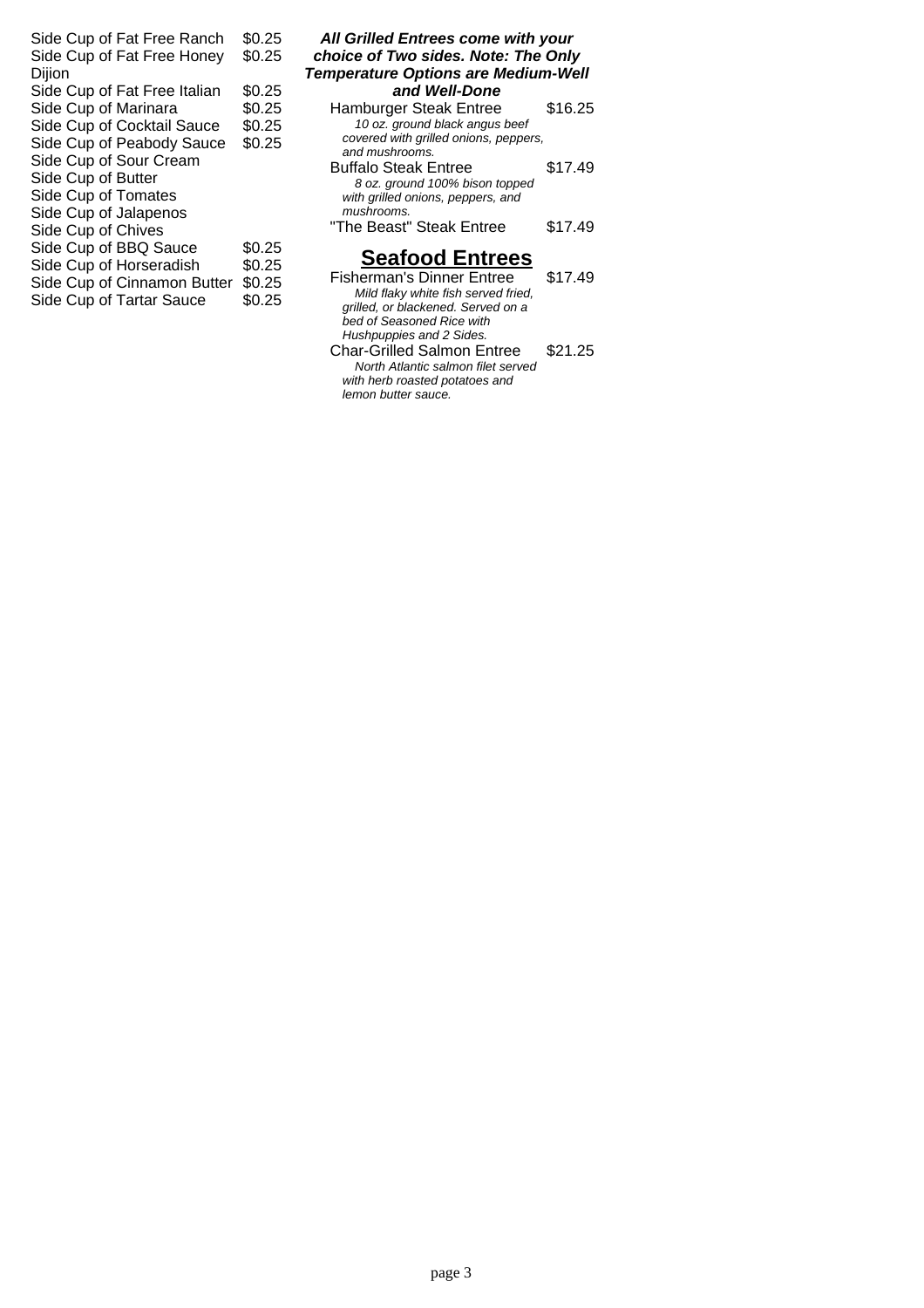| | |
|---|---|
| Side Cup of Fat Free Ranch | $0.25 |
| Side Cup of Fat Free Honey Dijion | $0.25 |
| Side Cup of Fat Free Italian | $0.25 |
| Side Cup of Marinara | $0.25 |
| Side Cup of Cocktail Sauce | $0.25 |
| Side Cup of Peabody Sauce | $0.25 |
| Side Cup of Sour Cream | |
| Side Cup of Butter | |
| Side Cup of Tomates | |
| Side Cup of Jalapenos | |
| Side Cup of Chives | |
| Side Cup of BBQ Sauce | $0.25 |
| Side Cup of Horseradish | $0.25 |
| Side Cup of Cinnamon Butter | $0.25 |
| Side Cup of Tartar Sauce | $0.25 |

***All Grilled Entrees come with your choice of Two sides. Note: The Only Temperature Options are Medium-Well and Well-Done***

Hamburger Steak Entree — $16.25
*10 oz. ground black angus beef covered with grilled onions, peppers, and mushrooms.*

Buffalo Steak Entree — $17.49
*8 oz. ground 100% bison topped with grilled onions, peppers, and mushrooms.*

"The Beast" Steak Entree — $17.49

## Seafood Entrees

Fisherman's Dinner Entree — $17.49
*Mild flaky white fish served fried, grilled, or blackened. Served on a bed of Seasoned Rice with Hushpuppies and 2 Sides.*

Char-Grilled Salmon Entree — $21.25
*North Atlantic salmon filet served with herb roasted potatoes and lemon butter sauce.*